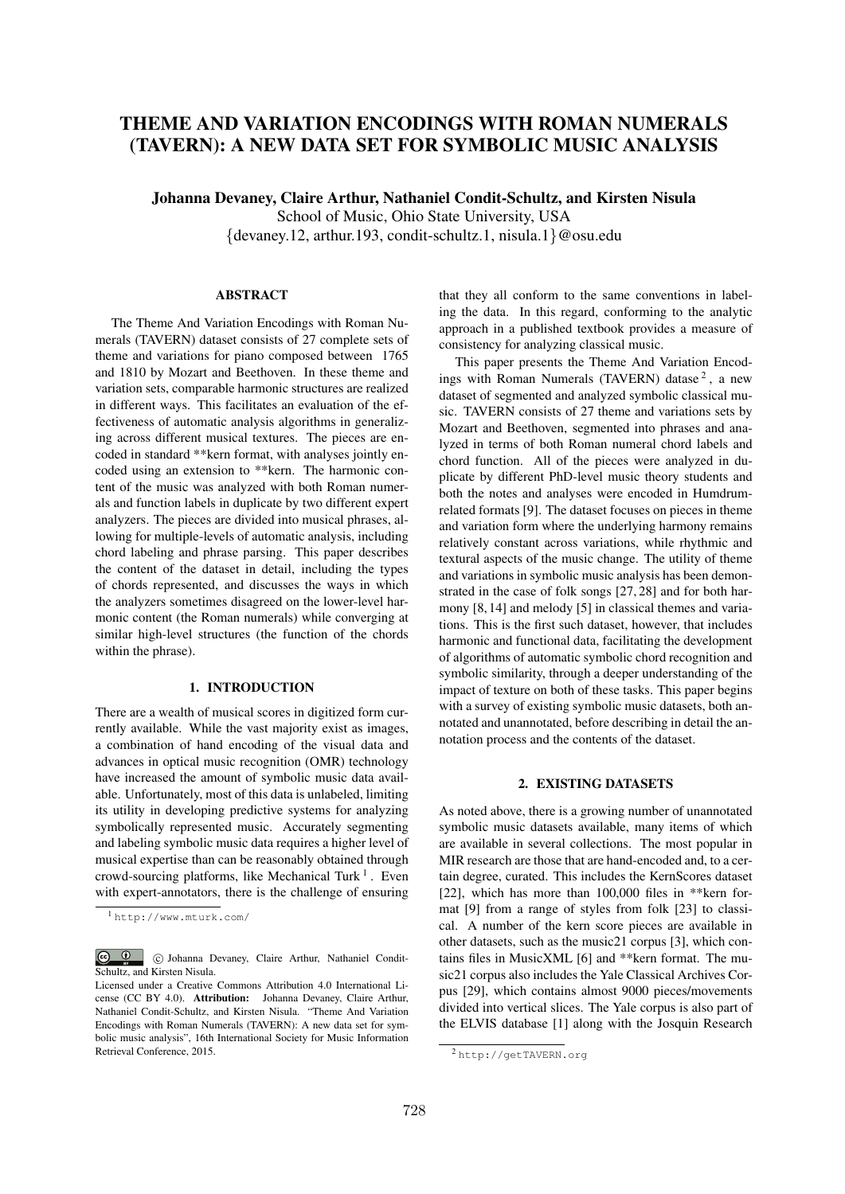# THEME AND VARIATION ENCODINGS WITH ROMAN NUMERALS (TAVERN): A NEW DATA SET FOR SYMBOLIC MUSIC ANALYSIS

**Johanna Devaney, Claire Arthur, Nathaniel Condit-Schultz, and Kirsten Nisula**

School of Music, Ohio State University, USA

{devaney.12, arthur.193, condit-schultz.1, nisula.1}@osu.edu

## ABSTRACT

The Theme And Variation Encodings with Roman Numerals (TAVERN) dataset consists of 27 complete sets of theme and variations for piano composed between 1765 and 1810 by Mozart and Beethoven. In these theme and variation sets, comparable harmonic structures are realized in different ways. This facilitates an evaluation of the effectiveness of automatic analysis algorithms in generalizing across different musical textures. The pieces are encoded in standard **kern format, with analyses jointly encoded using an extension to **kern. The harmonic content of the music was analyzed with both Roman numerals and function labels in duplicate by two different expert analyzers. The pieces are divided into musical phrases, allowing for multiple-levels of automatic analysis, including chord labeling and phrase parsing. This paper describes the content of the dataset in detail, including the types of chords represented, and discusses the ways in which the analyzers sometimes disagreed on the lower-level harmonic content (the Roman numerals) while converging at similar high-level structures (the function of the chords within the phrase).

## 1. INTRODUCTION

There are a wealth of musical scores in digitized form currently available. While the vast majority exist as images, a combination of hand encoding of the visual data and advances in optical music recognition (OMR) technology have increased the amount of symbolic music data available. Unfortunately, most of this data is unlabeled, limiting its utility in developing predictive systems for analyzing symbolically represented music. Accurately segmenting and labeling symbolic music data requires a higher level of musical expertise than can be reasonably obtained through crowd-sourcing platforms, like Mechanical Turk [1]. Even with expert-annotators, there is the challenge of ensuring that they all conform to the same conventions in labeling the data. In this regard, conforming to the analytic approach in a published textbook provides a measure of consistency for analyzing classical music.

This paper presents the Theme And Variation Encodings with Roman Numerals (TAVERN) datase [2], a new dataset of segmented and analyzed symbolic classical music. TAVERN consists of 27 theme and variations sets by Mozart and Beethoven, segmented into phrases and analyzed in terms of both Roman numeral chord labels and chord function. All of the pieces were analyzed in duplicate by different PhD-level music theory students and both the notes and analyses were encoded in Humdrum-related formats [9]. The dataset focuses on pieces in theme and variation form where the underlying harmony remains relatively constant across variations, while rhythmic and textural aspects of the music change. The utility of theme and variations in symbolic music analysis has been demonstrated in the case of folk songs [27, 28] and for both harmony [8, 14] and melody [5] in classical themes and variations. This is the first such dataset, however, that includes harmonic and functional data, facilitating the development of algorithms of automatic symbolic chord recognition and symbolic similarity, through a deeper understanding of the impact of texture on both of these tasks. This paper begins with a survey of existing symbolic music datasets, both annotated and unannotated, before describing in detail the annotation process and the contents of the dataset.

## 2. EXISTING DATASETS

As noted above, there is a growing number of unannotated symbolic music datasets available, many items of which are available in several collections. The most popular in MIR research are those that are hand-encoded and, to a certain degree, curated. This includes the KernScores dataset [22], which has more than 100,000 files in **kern format [9] from a range of styles from folk [23] to classical. A number of the kern score pieces are available in other datasets, such as the music21 corpus [3], which contains files in MusicXML [6] and **kern format. The music21 corpus also includes the Yale Classical Archives Corpus [29], which contains almost 9000 pieces/movements divided into vertical slices. The Yale corpus is also part of the ELVIS database [1] along with the Josquin Research

[1] http://www.mturk.com/

[2] http://getTAVERN.org

© Johanna Devaney, Claire Arthur, Nathaniel Condit-Schultz, and Kirsten Nisula.

Licensed under a Creative Commons Attribution 4.0 International License (CC BY 4.0). **Attribution:** Johanna Devaney, Claire Arthur, Nathaniel Condit-Schultz, and Kirsten Nisula. "Theme And Variation Encodings with Roman Numerals (TAVERN): A new data set for symbolic music analysis", 16th International Society for Music Information Retrieval Conference, 2015.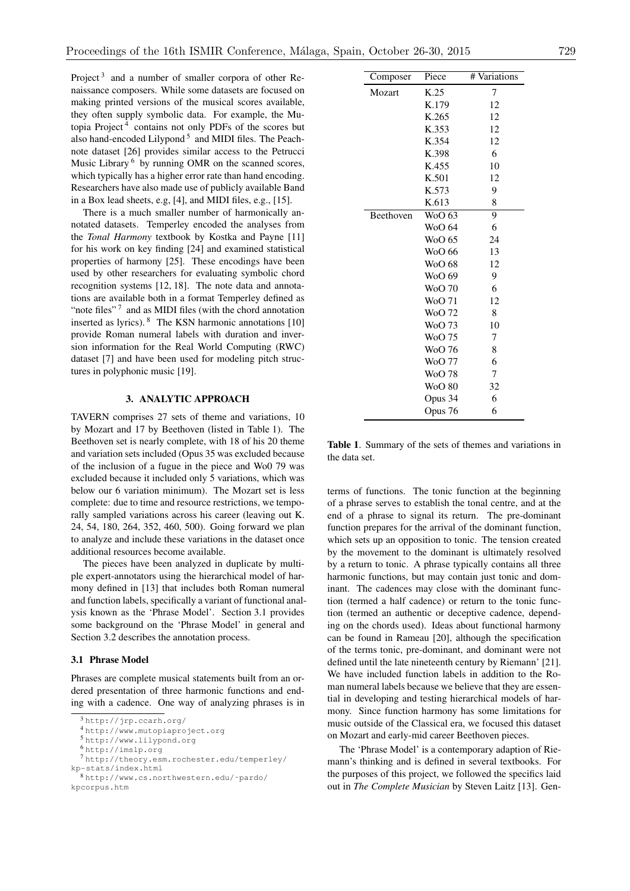Project [3] and a number of smaller corpora of other Renaissance composers. While some datasets are focused on making printed versions of the musical scores available, they often supply symbolic data. For example, the Mutopia Project [4] contains not only PDFs of the scores but also hand-encoded Lilypond [5] and MIDI files. The Peachnote dataset [26] provides similar access to the Petrucci Music Library [6] by running OMR on the scanned scores, which typically has a higher error rate than hand encoding. Researchers have also made use of publicly available Band in a Box lead sheets, e.g, [4], and MIDI files, e.g., [15].

There is a much smaller number of harmonically annotated datasets. Temperley encoded the analyses from the *Tonal Harmony* textbook by Kostka and Payne [11] for his work on key finding [24] and examined statistical properties of harmony [25]. These encodings have been used by other researchers for evaluating symbolic chord recognition systems [12, 18]. The note data and annotations are available both in a format Temperley defined as "note files" [7] and as MIDI files (with the chord annotation inserted as lyrics). [8] The KSN harmonic annotations [10] provide Roman numeral labels with duration and inversion information for the Real World Computing (RWC) dataset [7] and have been used for modeling pitch structures in polyphonic music [19].

## 3. ANALYTIC APPROACH

TAVERN comprises 27 sets of theme and variations, 10 by Mozart and 17 by Beethoven (listed in Table 1). The Beethoven set is nearly complete, with 18 of his 20 theme and variation sets included (Opus 35 was excluded because of the inclusion of a fugue in the piece and Wo0 79 was excluded because it included only 5 variations, which was below our 6 variation minimum). The Mozart set is less complete: due to time and resource restrictions, we temporally sampled variations across his career (leaving out K. 24, 54, 180, 264, 352, 460, 500). Going forward we plan to analyze and include these variations in the dataset once additional resources become available.

The pieces have been analyzed in duplicate by multiple expert-annotators using the hierarchical model of harmony defined in [13] that includes both Roman numeral and function labels, specifically a variant of functional analysis known as the 'Phrase Model'. Section 3.1 provides some background on the 'Phrase Model' in general and Section 3.2 describes the annotation process.

### 3.1 Phrase Model

Phrases are complete musical statements built from an ordered presentation of three harmonic functions and ending with a cadence. One way of analyzing phrases is in terms of functions. The tonic function at the beginning of a phrase serves to establish the tonal centre, and at the end of a phrase to signal its return. The pre-dominant function prepares for the arrival of the dominant function, which sets up an opposition to tonic. The tension created by the movement to the dominant is ultimately resolved by a return to tonic. A phrase typically contains all three harmonic functions, but may contain just tonic and dominant. The cadences may close with the dominant function (termed a half cadence) or return to the tonic function (termed an authentic or deceptive cadence, depending on the chords used). Ideas about functional harmony can be found in Rameau [20], although the specification of the terms tonic, pre-dominant, and dominant were not defined until the late nineteenth century by Riemann' [21]. We have included function labels in addition to the Roman numeral labels because we believe that they are essential in developing and testing hierarchical models of harmony. Since function harmony has some limitations for music outside of the Classical era, we focused this dataset on Mozart and early-mid career Beethoven pieces.

| Composer | Piece | # Variations |
|---|---|---|
| Mozart | K.25 | 7 |
| | K.179 | 12 |
| | K.265 | 12 |
| | K.353 | 12 |
| | K.354 | 12 |
| | K.398 | 6 |
| | K.455 | 10 |
| | K.501 | 12 |
| | K.573 | 9 |
| | K.613 | 8 |
| Beethoven | WoO 63 | 9 |
| | WoO 64 | 6 |
| | WoO 65 | 24 |
| | WoO 66 | 13 |
| | WoO 68 | 12 |
| | WoO 69 | 9 |
| | WoO 70 | 6 |
| | WoO 71 | 12 |
| | WoO 72 | 8 |
| | WoO 73 | 10 |
| | WoO 75 | 7 |
| | WoO 76 | 8 |
| | WoO 77 | 6 |
| | WoO 78 | 7 |
| | WoO 80 | 32 |
| | Opus 34 | 6 |
| | Opus 76 | 6 |

**Table 1**. Summary of the sets of themes and variations in the data set.

The 'Phrase Model' is a contemporary adaption of Riemann's thinking and is defined in several textbooks. For the purposes of this project, we followed the specifics laid out in *The Complete Musician* by Steven Laitz [13]. Gen-

[3] http://jrp.ccarh.org/

[4] http://www.mutopiaproject.org

[5] http://www.lilypond.org

[6] http://imslp.org

[7] http://theory.esm.rochester.edu/temperley/kp-stats/index.html

[8] http://www.cs.northwestern.edu/~pardo/kpcorpus.htm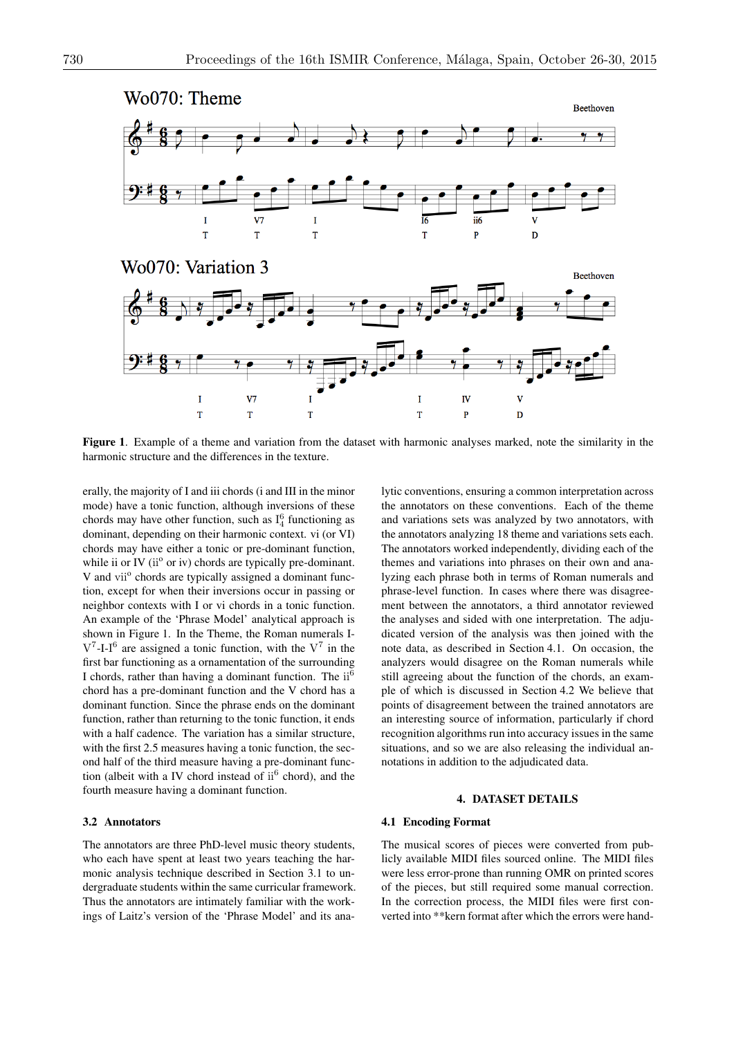**Figure 1**. Example of a theme and variation from the dataset with harmonic analyses marked, note the similarity in the harmonic structure and the differences in the texture.

erally, the majority of I and iii chords (i and III in the minor mode) have a tonic function, although inversions of these chords may have other function, such as $I^6_4$ functioning as dominant, depending on their harmonic context. vi (or VI) chords may have either a tonic or pre-dominant function, while ii or IV (ii$^o$ or iv) chords are typically pre-dominant. V and vii$^o$ chords are typically assigned a dominant function, except for when their inversions occur in passing or neighbor contexts with I or vi chords in a tonic function. An example of the 'Phrase Model' analytical approach is shown in Figure 1. In the Theme, the Roman numerals I-$V^7$-I-$I^6$ are assigned a tonic function, with the $V^7$ in the first bar functioning as a ornamentation of the surrounding I chords, rather than having a dominant function. The $ii^6$ chord has a pre-dominant function and the V chord has a dominant function. Since the phrase ends on the dominant function, rather than returning to the tonic function, it ends with a half cadence. The variation has a similar structure, with the first 2.5 measures having a tonic function, the second half of the third measure having a pre-dominant function (albeit with a IV chord instead of $ii^6$ chord), and the fourth measure having a dominant function.

### 3.2 Annotators

The annotators are three PhD-level music theory students, who each have spent at least two years teaching the harmonic analysis technique described in Section 3.1 to undergraduate students within the same curricular framework. Thus the annotators are intimately familiar with the workings of Laitz's version of the 'Phrase Model' and its analytic conventions, ensuring a common interpretation across the annotators on these conventions. Each of the theme and variations sets was analyzed by two annotators, with the annotators analyzing 18 theme and variations sets each. The annotators worked independently, dividing each of the themes and variations into phrases on their own and analyzing each phrase both in terms of Roman numerals and phrase-level function. In cases where there was disagreement between the annotators, a third annotator reviewed the analyses and sided with one interpretation. The adjudicated version of the analysis was then joined with the note data, as described in Section 4.1. On occasion, the analyzers would disagree on the Roman numerals while still agreeing about the function of the chords, an example of which is discussed in Section 4.2 We believe that points of disagreement between the trained annotators are an interesting source of information, particularly if chord recognition algorithms run into accuracy issues in the same situations, and so we are also releasing the individual annotations in addition to the adjudicated data.

## 4. DATASET DETAILS

### 4.1 Encoding Format

The musical scores of pieces were converted from publicly available MIDI files sourced online. The MIDI files were less error-prone than running OMR on printed scores of the pieces, but still required some manual correction. In the correction process, the MIDI files were first converted into **kern format after which the errors were hand-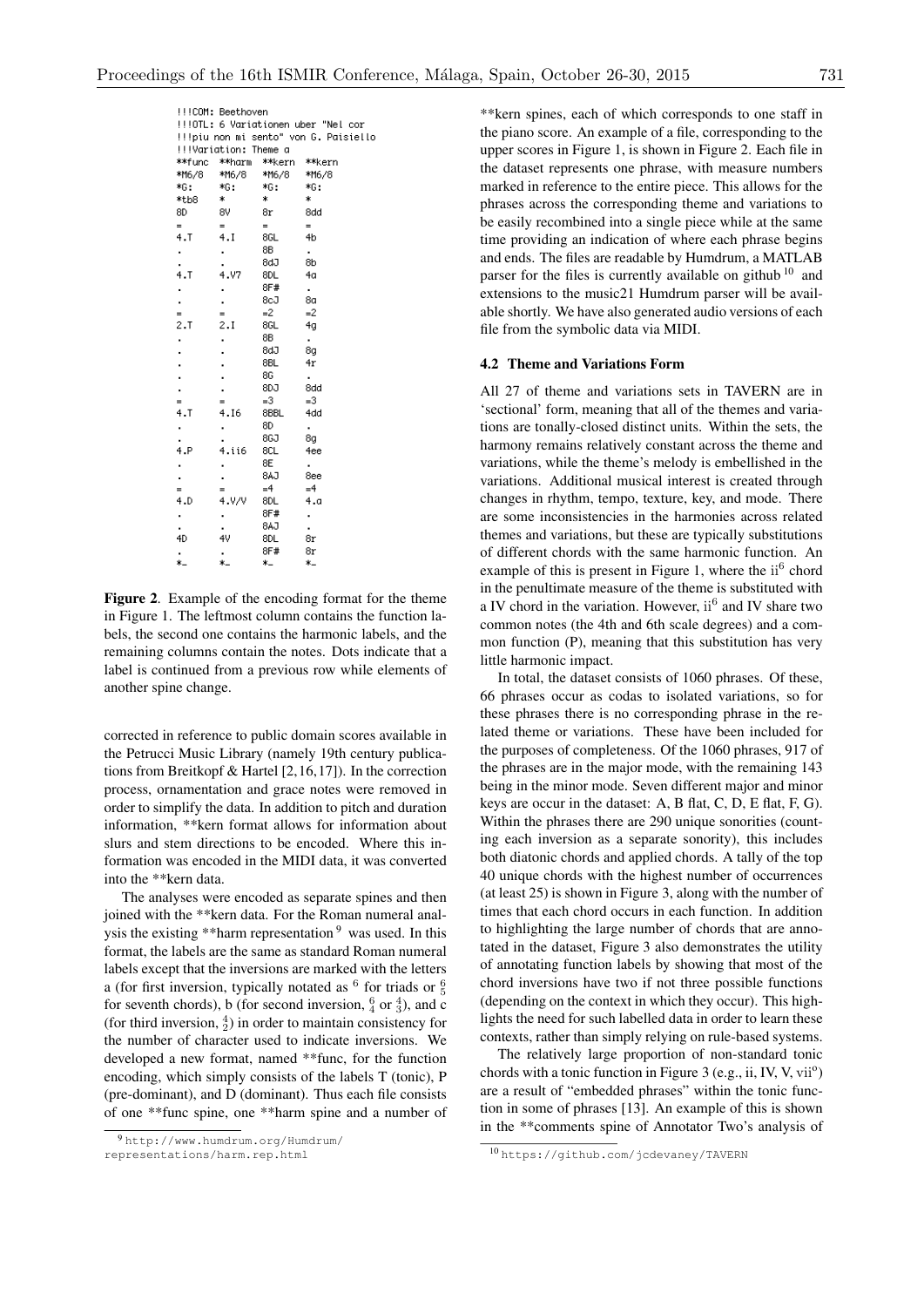```
!!!COM: Beethoven
!!!OTL: 6 Variationen uber "Nel cor
!!!piu non mi sento" von G. Paisiello
!!!Variation: Theme a
**func  **harm  **kern  **kern
*M6/8   *M6/8   *M6/8   *M6/8
*G:     *G:     *G:     *G:
*tb8    *       *       *
8D      8V      8r      8dd
=       =       =       =
4.T     4.I     8GL     4b
.       .       8B      .
.       .       8dJ     8b
4.T     4.V7    8DL     4a
.       .       8F#     .
.       .       8cJ     8a
=       =       =2      =2
2.T     2.I     8GL     4g
.       .       8B      .
.       .       8dJ     8g
.       .       8BL     4r
.       .       8G      .
.       .       8DJ     8dd
=       =       =3      =3
4.T     4.I6    8BBL    4dd
.       .       8D      .
.       .       8GJ     8g
4.P     4.ii6   8CL     4ee
.       .       8E      .
.       .       8AJ     8ee
=       =       =4      =4
4.D     4.V/V   8DL     4.a
.       .       8F#     .
.       .       8AJ     .
4D      4V      8DL     8r
.       .       8F#     8r
*-      *-      *-      *-
```

**Figure 2**. Example of the encoding format for the theme in Figure 1. The leftmost column contains the function labels, the second one contains the harmonic labels, and the remaining columns contain the notes. Dots indicate that a label is continued from a previous row while elements of another spine change.

corrected in reference to public domain scores available in the Petrucci Music Library (namely 19th century publications from Breitkopf & Hartel [2,16,17]). In the correction process, ornamentation and grace notes were removed in order to simplify the data. In addition to pitch and duration information, **kern format allows for information about slurs and stem directions to be encoded. Where this information was encoded in the MIDI data, it was converted into the **kern data.

The analyses were encoded as separate spines and then joined with the **kern data. For the Roman numeral analysis the existing **harm representation [9] was used. In this format, the labels are the same as standard Roman numeral labels except that the inversions are marked with the letters a (for first inversion, typically notated as $^6$ for triads or $^6_5$ for seventh chords), b (for second inversion, $^6_4$ or $^4_3$), and c (for third inversion, $^4_2$) in order to maintain consistency for the number of character used to indicate inversions. We developed a new format, named **func, for the function encoding, which simply consists of the labels T (tonic), P (pre-dominant), and D (dominant). Thus each file consists of one **func spine, one **harm spine and a number of **kern spines, each of which corresponds to one staff in the piano score. An example of a file, corresponding to the upper scores in Figure 1, is shown in Figure 2. Each file in the dataset represents one phrase, with measure numbers marked in reference to the entire piece. This allows for the phrases across the corresponding theme and variations to be easily recombined into a single piece while at the same time providing an indication of where each phrase begins and ends. The files are readable by Humdrum, a MATLAB parser for the files is currently available on github [10] and extensions to the music21 Humdrum parser will be available shortly. We have also generated audio versions of each file from the symbolic data via MIDI.

### 4.2 Theme and Variations Form

All 27 of theme and variations sets in TAVERN are in 'sectional' form, meaning that all of the themes and variations are tonally-closed distinct units. Within the sets, the harmony remains relatively constant across the theme and variations, while the theme's melody is embellished in the variations. Additional musical interest is created through changes in rhythm, tempo, texture, key, and mode. There are some inconsistencies in the harmonies across related themes and variations, but these are typically substitutions of different chords with the same harmonic function. An example of this is present in Figure 1, where the ii$^6$ chord in the penultimate measure of the theme is substituted with a IV chord in the variation. However, ii$^6$ and IV share two common notes (the 4th and 6th scale degrees) and a common function (P), meaning that this substitution has very little harmonic impact.

In total, the dataset consists of 1060 phrases. Of these, 66 phrases occur as codas to isolated variations, so for these phrases there is no corresponding phrase in the related theme or variations. These have been included for the purposes of completeness. Of the 1060 phrases, 917 of the phrases are in the major mode, with the remaining 143 being in the minor mode. Seven different major and minor keys are occur in the dataset: A, B flat, C, D, E flat, F, G). Within the phrases there are 290 unique sonorities (counting each inversion as a separate sonority), this includes both diatonic chords and applied chords. A tally of the top 40 unique chords with the highest number of occurrences (at least 25) is shown in Figure 3, along with the number of times that each chord occurs in each function. In addition to highlighting the large number of chords that are annotated in the dataset, Figure 3 also demonstrates the utility of annotating function labels by showing that most of the chord inversions have two if not three possible functions (depending on the context in which they occur). This highlights the need for such labelled data in order to learn these contexts, rather than simply relying on rule-based systems.

The relatively large proportion of non-standard tonic chords with a tonic function in Figure 3 (e.g., ii, IV, V, vii$^o$) are a result of "embedded phrases" within the tonic function in some of phrases [13]. An example of this is shown in the **comments spine of Annotator Two's analysis of

[9] http://www.humdrum.org/Humdrum/representations/harm.rep.html

[10] https://github.com/jcdevaney/TAVERN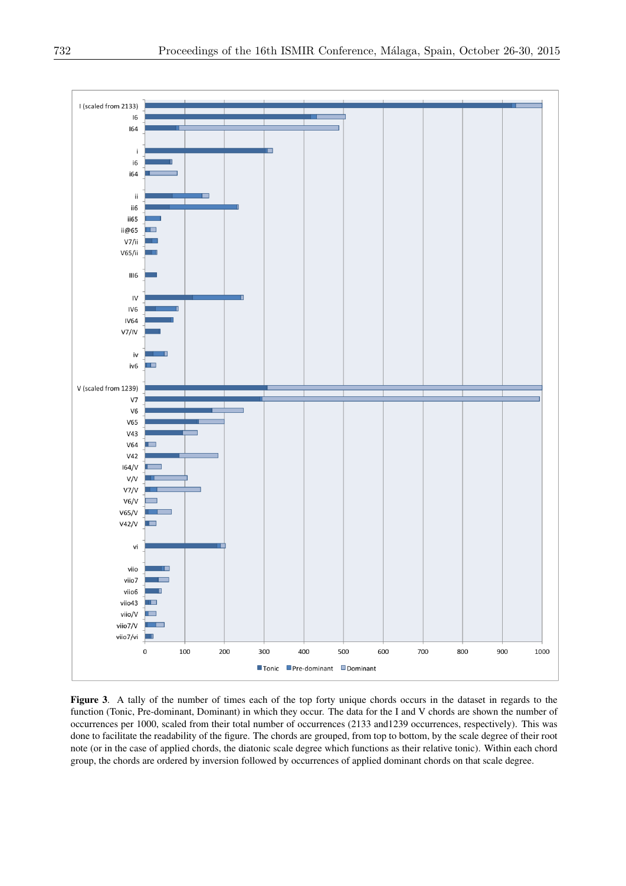**Figure 3**. A tally of the number of times each of the top forty unique chords occurs in the dataset in regards to the function (Tonic, Pre-dominant, Dominant) in which they occur. The data for the I and V chords are shown the number of occurrences per 1000, scaled from their total number of occurrences (2133 and1239 occurrences, respectively). This was done to facilitate the readability of the figure. The chords are grouped, from top to bottom, by the scale degree of their root note (or in the case of applied chords, the diatonic scale degree which functions as their relative tonic). Within each chord group, the chords are ordered by inversion followed by occurrences of applied dominant chords on that scale degree.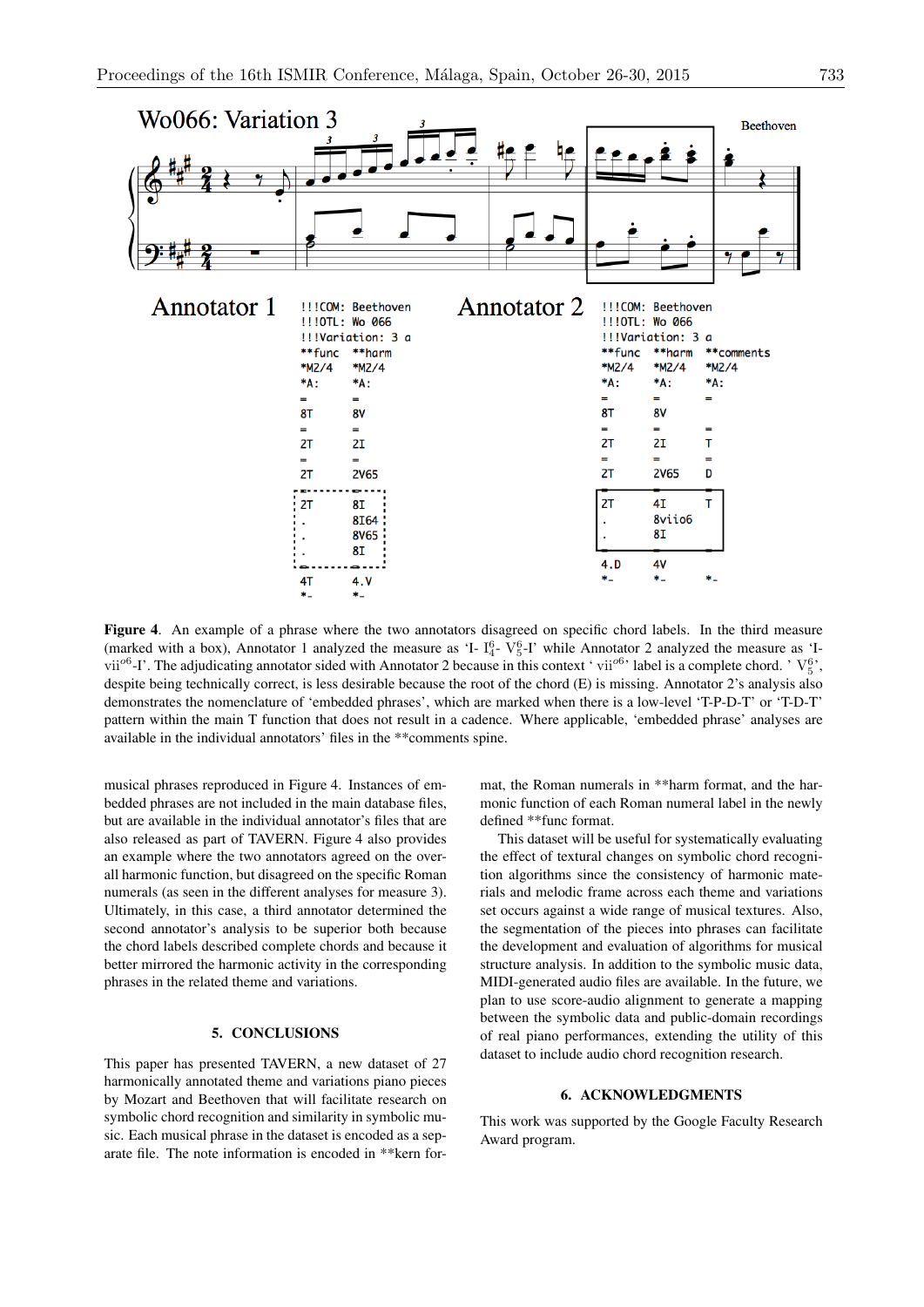**Wo066: Variation 3** — Beethoven

**Annotator 1**

```
!!!COM: Beethoven
!!!OTL: Wo 066
!!!Variation: 3 a
**func  **harm
*M2/4   *M2/4
*A:     *A:
=       =
8T      8V
=       =
2T      2I
=       =
2T      2V65
=       =
2T      8I
.       8I64
.       8V65
.       8I
=       =
4T      4.V
*-      *-
```

**Annotator 2**

```
!!!COM: Beethoven
!!!OTL: Wo 066
!!!Variation: 3 a
**func  **harm   **comments
*M2/4   *M2/4    *M2/4
*A:     *A:      *A:
=       =        =
8T      8V
=       =        =
2T      2I       T
=       =        =
2T      2V65     D
=       =        =
2T      4I       T
.       8viio6
.       8I
=       =        =
4.D     4V
*-      *-       *-
```

**Figure 4**. An example of a phrase where the two annotators disagreed on specific chord labels. In the third measure (marked with a box), Annotator 1 analyzed the measure as 'I- $I^6_4$- $V^6_5$-I' while Annotator 2 analyzed the measure as 'I-$vii^{o6}$-I'. The adjudicating annotator sided with Annotator 2 because in this context ' $vii^{o6}$' label is a complete chord. ' $V^6_5$', despite being technically correct, is less desirable because the root of the chord (E) is missing. Annotator 2's analysis also demonstrates the nomenclature of 'embedded phrases', which are marked when there is a low-level 'T-P-D-T' or 'T-D-T' pattern within the main T function that does not result in a cadence. Where applicable, 'embedded phrase' analyses are available in the individual annotators' files in the **comments spine.

musical phrases reproduced in Figure 4. Instances of embedded phrases are not included in the main database files, but are available in the individual annotator's files that are also released as part of TAVERN. Figure 4 also provides an example where the two annotators agreed on the overall harmonic function, but disagreed on the specific Roman numerals (as seen in the different analyses for measure 3). Ultimately, in this case, a third annotator determined the second annotator's analysis to be superior both because the chord labels described complete chords and because it better mirrored the harmonic activity in the corresponding phrases in the related theme and variations.

## 5. CONCLUSIONS

This paper has presented TAVERN, a new dataset of 27 harmonically annotated theme and variations piano pieces by Mozart and Beethoven that will facilitate research on symbolic chord recognition and similarity in symbolic music. Each musical phrase in the dataset is encoded as a separate file. The note information is encoded in **kern format, the Roman numerals in **harm format, and the harmonic function of each Roman numeral label in the newly defined **func format.

This dataset will be useful for systematically evaluating the effect of textural changes on symbolic chord recognition algorithms since the consistency of harmonic materials and melodic frame across each theme and variations set occurs against a wide range of musical textures. Also, the segmentation of the pieces into phrases can facilitate the development and evaluation of algorithms for musical structure analysis. In addition to the symbolic music data, MIDI-generated audio files are available. In the future, we plan to use score-audio alignment to generate a mapping between the symbolic data and public-domain recordings of real piano performances, extending the utility of this dataset to include audio chord recognition research.

## 6. ACKNOWLEDGMENTS

This work was supported by the Google Faculty Research Award program.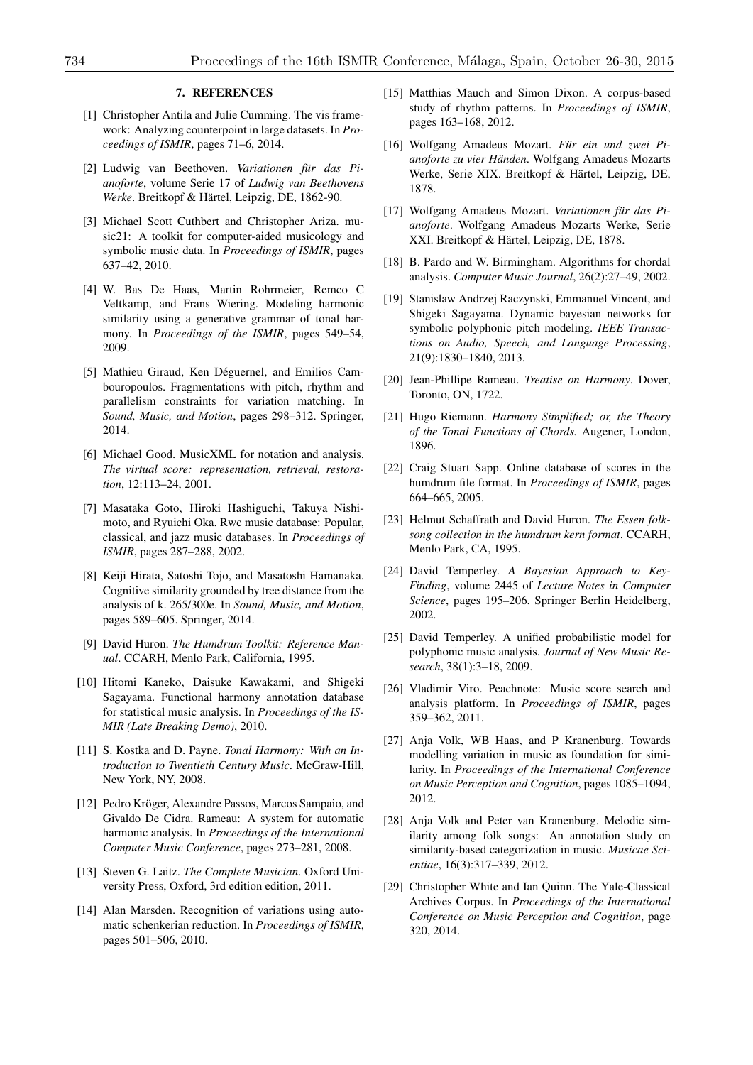## 7. REFERENCES

[1] Christopher Antila and Julie Cumming. The vis framework: Analyzing counterpoint in large datasets. In *Proceedings of ISMIR*, pages 71–6, 2014.

[2] Ludwig van Beethoven. *Variationen für das Pianoforte*, volume Serie 17 of *Ludwig van Beethovens Werke*. Breitkopf & Härtel, Leipzig, DE, 1862-90.

[3] Michael Scott Cuthbert and Christopher Ariza. music21: A toolkit for computer-aided musicology and symbolic music data. In *Proceedings of ISMIR*, pages 637–42, 2010.

[4] W. Bas De Haas, Martin Rohrmeier, Remco C Veltkamp, and Frans Wiering. Modeling harmonic similarity using a generative grammar of tonal harmony. In *Proceedings of the ISMIR*, pages 549–54, 2009.

[5] Mathieu Giraud, Ken Déguernel, and Emilios Cambouropoulos. Fragmentations with pitch, rhythm and parallelism constraints for variation matching. In *Sound, Music, and Motion*, pages 298–312. Springer, 2014.

[6] Michael Good. MusicXML for notation and analysis. *The virtual score: representation, retrieval, restoration*, 12:113–24, 2001.

[7] Masataka Goto, Hiroki Hashiguchi, Takuya Nishimoto, and Ryuichi Oka. Rwc music database: Popular, classical, and jazz music databases. In *Proceedings of ISMIR*, pages 287–288, 2002.

[8] Keiji Hirata, Satoshi Tojo, and Masatoshi Hamanaka. Cognitive similarity grounded by tree distance from the analysis of k. 265/300e. In *Sound, Music, and Motion*, pages 589–605. Springer, 2014.

[9] David Huron. *The Humdrum Toolkit: Reference Manual*. CCARH, Menlo Park, California, 1995.

[10] Hitomi Kaneko, Daisuke Kawakami, and Shigeki Sagayama. Functional harmony annotation database for statistical music analysis. In *Proceedings of the ISMIR (Late Breaking Demo)*, 2010.

[11] S. Kostka and D. Payne. *Tonal Harmony: With an Introduction to Twentieth Century Music*. McGraw-Hill, New York, NY, 2008.

[12] Pedro Kröger, Alexandre Passos, Marcos Sampaio, and Givaldo De Cidra. Rameau: A system for automatic harmonic analysis. In *Proceedings of the International Computer Music Conference*, pages 273–281, 2008.

[13] Steven G. Laitz. *The Complete Musician*. Oxford University Press, Oxford, 3rd edition edition, 2011.

[14] Alan Marsden. Recognition of variations using automatic schenkerian reduction. In *Proceedings of ISMIR*, pages 501–506, 2010.

[15] Matthias Mauch and Simon Dixon. A corpus-based study of rhythm patterns. In *Proceedings of ISMIR*, pages 163–168, 2012.

[16] Wolfgang Amadeus Mozart. *Für ein und zwei Pianoforte zu vier Händen*. Wolfgang Amadeus Mozarts Werke, Serie XIX. Breitkopf & Härtel, Leipzig, DE, 1878.

[17] Wolfgang Amadeus Mozart. *Variationen für das Pianoforte*. Wolfgang Amadeus Mozarts Werke, Serie XXI. Breitkopf & Härtel, Leipzig, DE, 1878.

[18] B. Pardo and W. Birmingham. Algorithms for chordal analysis. *Computer Music Journal*, 26(2):27–49, 2002.

[19] Stanislaw Andrzej Raczynski, Emmanuel Vincent, and Shigeki Sagayama. Dynamic bayesian networks for symbolic polyphonic pitch modeling. *IEEE Transactions on Audio, Speech, and Language Processing*, 21(9):1830–1840, 2013.

[20] Jean-Phillipe Rameau. *Treatise on Harmony*. Dover, Toronto, ON, 1722.

[21] Hugo Riemann. *Harmony Simplified; or, the Theory of the Tonal Functions of Chords.* Augener, London, 1896.

[22] Craig Stuart Sapp. Online database of scores in the humdrum file format. In *Proceedings of ISMIR*, pages 664–665, 2005.

[23] Helmut Schaffrath and David Huron. *The Essen folksong collection in the humdrum kern format*. CCARH, Menlo Park, CA, 1995.

[24] David Temperley. *A Bayesian Approach to Key-Finding*, volume 2445 of *Lecture Notes in Computer Science*, pages 195–206. Springer Berlin Heidelberg, 2002.

[25] David Temperley. A unified probabilistic model for polyphonic music analysis. *Journal of New Music Research*, 38(1):3–18, 2009.

[26] Vladimir Viro. Peachnote: Music score search and analysis platform. In *Proceedings of ISMIR*, pages 359–362, 2011.

[27] Anja Volk, WB Haas, and P Kranenburg. Towards modelling variation in music as foundation for similarity. In *Proceedings of the International Conference on Music Perception and Cognition*, pages 1085–1094, 2012.

[28] Anja Volk and Peter van Kranenburg. Melodic similarity among folk songs: An annotation study on similarity-based categorization in music. *Musicae Scientiae*, 16(3):317–339, 2012.

[29] Christopher White and Ian Quinn. The Yale-Classical Archives Corpus. In *Proceedings of the International Conference on Music Perception and Cognition*, page 320, 2014.